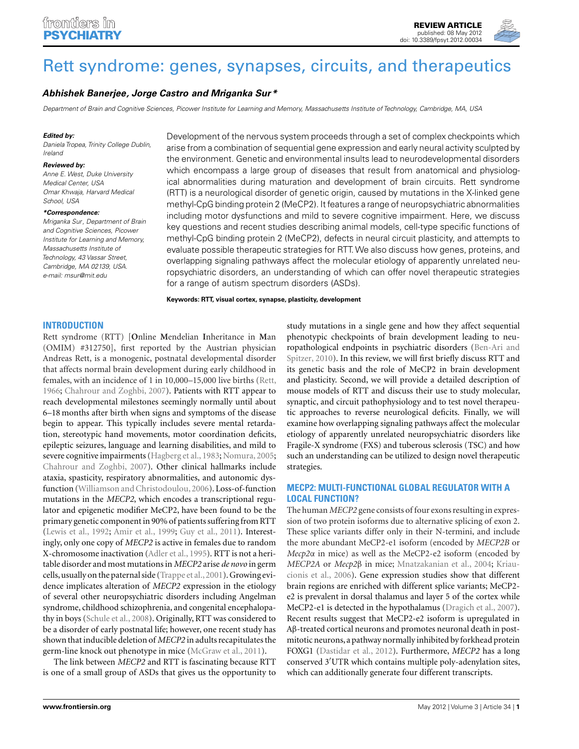REVIEW ARTICLE
published: 08 May 2012
doi: 10.3389/fpsyt.2012.00034

# Rett syndrome: genes, synapses, circuits, and therapeutics

***Abhishek Banerjee, Jorge Castro and Mriganka Sur****

*Department of Brain and Cognitive Sciences, Picower Institute for Learning and Memory, Massachusetts Institute of Technology, Cambridge, MA, USA*

***Edited by:***
*Daniela Tropea, Trinity College Dublin, Ireland*

***Reviewed by:***
*Anne E. West, Duke University Medical Center, USA*
*Omar Khwaja, Harvard Medical School, USA*

****Correspondence:***
*Mriganka Sur, Department of Brain and Cognitive Sciences, Picower Institute for Learning and Memory, Massachusetts Institute of Technology, 43 Vassar Street, Cambridge, MA 02139, USA.*
*e-mail: msur@mit.edu*

Development of the nervous system proceeds through a set of complex checkpoints which arise from a combination of sequential gene expression and early neural activity sculpted by the environment. Genetic and environmental insults lead to neurodevelopmental disorders which encompass a large group of diseases that result from anatomical and physiological abnormalities during maturation and development of brain circuits. Rett syndrome (RTT) is a neurological disorder of genetic origin, caused by mutations in the X-linked gene methyl-CpG binding protein 2 (MeCP2). It features a range of neuropsychiatric abnormalities including motor dysfunctions and mild to severe cognitive impairment. Here, we discuss key questions and recent studies describing animal models, cell-type specific functions of methyl-CpG binding protein 2 (MeCP2), defects in neural circuit plasticity, and attempts to evaluate possible therapeutic strategies for RTT. We also discuss how genes, proteins, and overlapping signaling pathways affect the molecular etiology of apparently unrelated neuropsychiatric disorders, an understanding of which can offer novel therapeutic strategies for a range of autism spectrum disorders (ASDs).

**Keywords: RTT, visual cortex, synapse, plasticity, development**

## INTRODUCTION

Rett syndrome (RTT) [**O**nline **M**endelian **I**nheritance in **M**an (OMIM) #312750], first reported by the Austrian physician Andreas Rett, is a monogenic, postnatal developmental disorder that affects normal brain development during early childhood in females, with an incidence of 1 in 10,000–15,000 live births (Rett, 1966; Chahrour and Zoghbi, 2007). Patients with RTT appear to reach developmental milestones seemingly normally until about 6–18 months after birth when signs and symptoms of the disease begin to appear. This typically includes severe mental retardation, stereotypic hand movements, motor coordination deficits, epileptic seizures, language and learning disabilities, and mild to severe cognitive impairments (Hagberg et al., 1983; Nomura, 2005; Chahrour and Zoghbi, 2007). Other clinical hallmarks include ataxia, spasticity, respiratory abnormalities, and autonomic dysfunction (Williamson and Christodoulou, 2006). Loss-of-function mutations in the *MECP2*, which encodes a transcriptional regulator and epigenetic modifier MeCP2, have been found to be the primary genetic component in 90% of patients suffering from RTT (Lewis et al., 1992; Amir et al., 1999; Guy et al., 2011). Interestingly, only one copy of *MECP2* is active in females due to random X-chromosome inactivation (Adler et al., 1995). RTT is not a heritable disorder and most mutations in *MECP2* arise *de novo* in germ cells, usually on the paternal side (Trappe et al., 2001). Growing evidence implicates alteration of *MECP2* expression in the etiology of several other neuropsychiatric disorders including Angelman syndrome, childhood schizophrenia, and congenital encephalopathy in boys (Schule et al., 2008). Originally, RTT was considered to be a disorder of early postnatal life; however, one recent study has shown that inducible deletion of *MECP2* in adults recapitulates the germ-line knock out phenotype in mice (McGraw et al., 2011).

The link between *MECP2* and RTT is fascinating because RTT is one of a small group of ASDs that gives us the opportunity to study mutations in a single gene and how they affect sequential phenotypic checkpoints of brain development leading to neuropathological endpoints in psychiatric disorders (Ben-Ari and Spitzer, 2010). In this review, we will first briefly discuss RTT and its genetic basis and the role of MeCP2 in brain development and plasticity. Second, we will provide a detailed description of mouse models of RTT and discuss their use to study molecular, synaptic, and circuit pathophysiology and to test novel therapeutic approaches to reverse neurological deficits. Finally, we will examine how overlapping signaling pathways affect the molecular etiology of apparently unrelated neuropsychiatric disorders like Fragile-X syndrome (FXS) and tuberous sclerosis (TSC) and how such an understanding can be utilized to design novel therapeutic strategies.

## MECP2: MULTI-FUNCTIONAL GLOBAL REGULATOR WITH A LOCAL FUNCTION?

The human *MECP2* gene consists of four exons resulting in expression of two protein isoforms due to alternative splicing of exon 2. These splice variants differ only in their N-termini, and include the more abundant MeCP2-e1 isoform (encoded by *MECP2B* or *Mecp2*α in mice) as well as the MeCP2-e2 isoform (encoded by *MECP2A* or *Mecp2*β in mice; Mnatzakanian et al., 2004; Kriaucionis et al., 2006). Gene expression studies show that different brain regions are enriched with different splice variants; MeCP2-e2 is prevalent in dorsal thalamus and layer 5 of the cortex while MeCP2-e1 is detected in the hypothalamus (Dragich et al., 2007). Recent results suggest that MeCP2-e2 isoform is upregulated in Aβ-treated cortical neurons and promotes neuronal death in postmitotic neurons, a pathway normally inhibited by forkhead protein FOXG1 (Dastidar et al., 2012). Furthermore, *MECP2* has a long conserved 3′UTR which contains multiple poly-adenylation sites, which can additionally generate four different transcripts.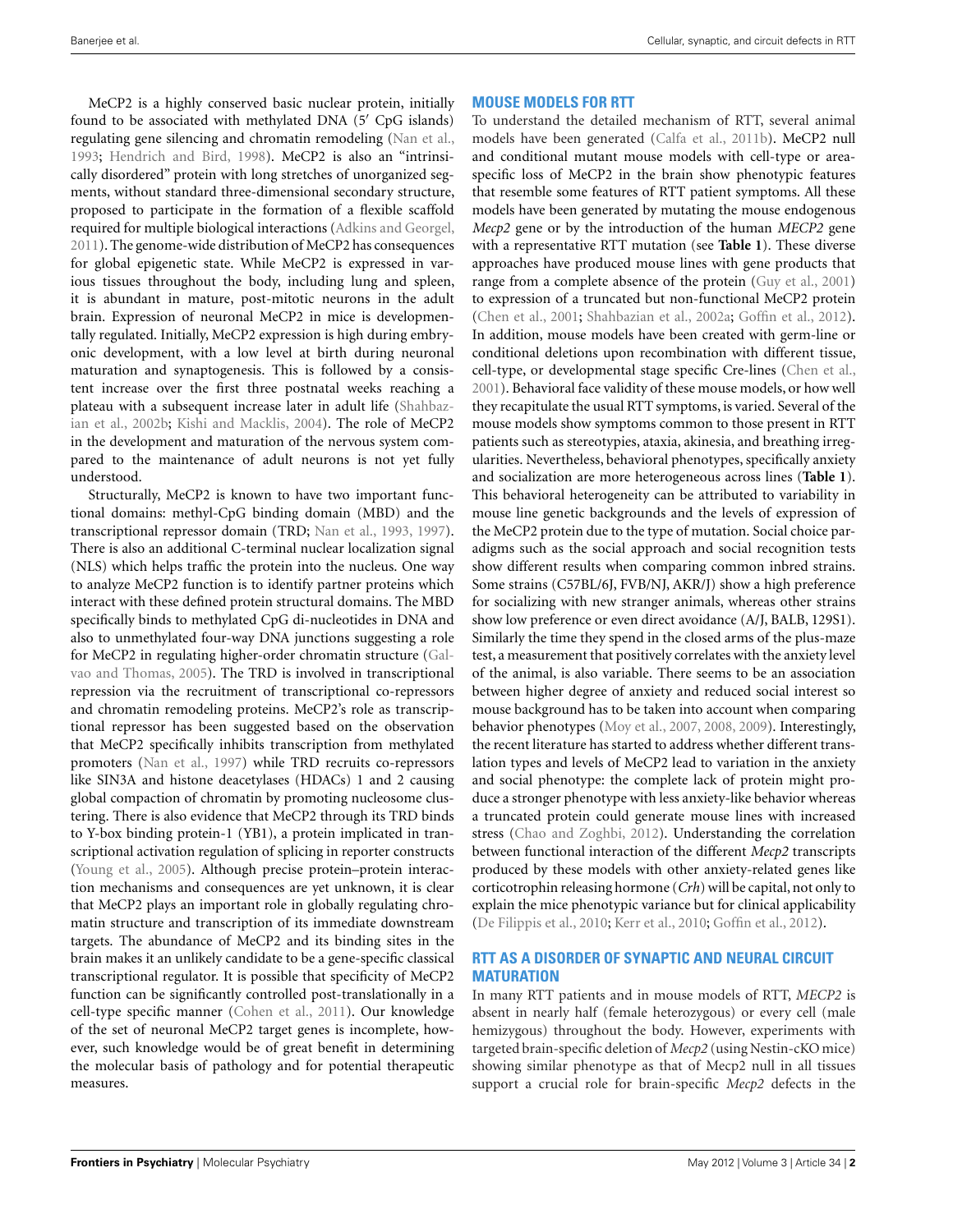MeCP2 is a highly conserved basic nuclear protein, initially found to be associated with methylated DNA (5′ CpG islands) regulating gene silencing and chromatin remodeling (Nan et al., 1993; Hendrich and Bird, 1998). MeCP2 is also an "intrinsically disordered" protein with long stretches of unorganized segments, without standard three-dimensional secondary structure, proposed to participate in the formation of a flexible scaffold required for multiple biological interactions (Adkins and Georgel, 2011). The genome-wide distribution of MeCP2 has consequences for global epigenetic state. While MeCP2 is expressed in various tissues throughout the body, including lung and spleen, it is abundant in mature, post-mitotic neurons in the adult brain. Expression of neuronal MeCP2 in mice is developmentally regulated. Initially, MeCP2 expression is high during embryonic development, with a low level at birth during neuronal maturation and synaptogenesis. This is followed by a consistent increase over the first three postnatal weeks reaching a plateau with a subsequent increase later in adult life (Shahbazian et al., 2002b; Kishi and Macklis, 2004). The role of MeCP2 in the development and maturation of the nervous system compared to the maintenance of adult neurons is not yet fully understood.

Structurally, MeCP2 is known to have two important functional domains: methyl-CpG binding domain (MBD) and the transcriptional repressor domain (TRD; Nan et al., 1993, 1997). There is also an additional C-terminal nuclear localization signal (NLS) which helps traffic the protein into the nucleus. One way to analyze MeCP2 function is to identify partner proteins which interact with these defined protein structural domains. The MBD specifically binds to methylated CpG di-nucleotides in DNA and also to unmethylated four-way DNA junctions suggesting a role for MeCP2 in regulating higher-order chromatin structure (Galvao and Thomas, 2005). The TRD is involved in transcriptional repression via the recruitment of transcriptional co-repressors and chromatin remodeling proteins. MeCP2's role as transcriptional repressor has been suggested based on the observation that MeCP2 specifically inhibits transcription from methylated promoters (Nan et al., 1997) while TRD recruits co-repressors like SIN3A and histone deacetylases (HDACs) 1 and 2 causing global compaction of chromatin by promoting nucleosome clustering. There is also evidence that MeCP2 through its TRD binds to Y-box binding protein-1 (YB1), a protein implicated in transcriptional activation regulation of splicing in reporter constructs (Young et al., 2005). Although precise protein–protein interaction mechanisms and consequences are yet unknown, it is clear that MeCP2 plays an important role in globally regulating chromatin structure and transcription of its immediate downstream targets. The abundance of MeCP2 and its binding sites in the brain makes it an unlikely candidate to be a gene-specific classical transcriptional regulator. It is possible that specificity of MeCP2 function can be significantly controlled post-translationally in a cell-type specific manner (Cohen et al., 2011). Our knowledge of the set of neuronal MeCP2 target genes is incomplete, however, such knowledge would be of great benefit in determining the molecular basis of pathology and for potential therapeutic measures.

## MOUSE MODELS FOR RTT

To understand the detailed mechanism of RTT, several animal models have been generated (Calfa et al., 2011b). MeCP2 null and conditional mutant mouse models with cell-type or area-specific loss of MeCP2 in the brain show phenotypic features that resemble some features of RTT patient symptoms. All these models have been generated by mutating the mouse endogenous *Mecp2* gene or by the introduction of the human *MECP2* gene with a representative RTT mutation (see **Table 1**). These diverse approaches have produced mouse lines with gene products that range from a complete absence of the protein (Guy et al., 2001) to expression of a truncated but non-functional MeCP2 protein (Chen et al., 2001; Shahbazian et al., 2002a; Goffin et al., 2012). In addition, mouse models have been created with germ-line or conditional deletions upon recombination with different tissue, cell-type, or developmental stage specific Cre-lines (Chen et al., 2001). Behavioral face validity of these mouse models, or how well they recapitulate the usual RTT symptoms, is varied. Several of the mouse models show symptoms common to those present in RTT patients such as stereotypies, ataxia, akinesia, and breathing irregularities. Nevertheless, behavioral phenotypes, specifically anxiety and socialization are more heterogeneous across lines (**Table 1**). This behavioral heterogeneity can be attributed to variability in mouse line genetic backgrounds and the levels of expression of the MeCP2 protein due to the type of mutation. Social choice paradigms such as the social approach and social recognition tests show different results when comparing common inbred strains. Some strains (C57BL/6J, FVB/NJ, AKR/J) show a high preference for socializing with new stranger animals, whereas other strains show low preference or even direct avoidance (A/J, BALB, 129S1). Similarly the time they spend in the closed arms of the plus-maze test, a measurement that positively correlates with the anxiety level of the animal, is also variable. There seems to be an association between higher degree of anxiety and reduced social interest so mouse background has to be taken into account when comparing behavior phenotypes (Moy et al., 2007, 2008, 2009). Interestingly, the recent literature has started to address whether different translation types and levels of MeCP2 lead to variation in the anxiety and social phenotype: the complete lack of protein might produce a stronger phenotype with less anxiety-like behavior whereas a truncated protein could generate mouse lines with increased stress (Chao and Zoghbi, 2012). Understanding the correlation between functional interaction of the different *Mecp2* transcripts produced by these models with other anxiety-related genes like corticotrophin releasing hormone (*Crh*) will be capital, not only to explain the mice phenotypic variance but for clinical applicability (De Filippis et al., 2010; Kerr et al., 2010; Goffin et al., 2012).

## RTT AS A DISORDER OF SYNAPTIC AND NEURAL CIRCUIT MATURATION

In many RTT patients and in mouse models of RTT, *MECP2* is absent in nearly half (female heterozygous) or every cell (male hemizygous) throughout the body. However, experiments with targeted brain-specific deletion of *Mecp2* (using Nestin-cKO mice) showing similar phenotype as that of Mecp2 null in all tissues support a crucial role for brain-specific *Mecp2* defects in the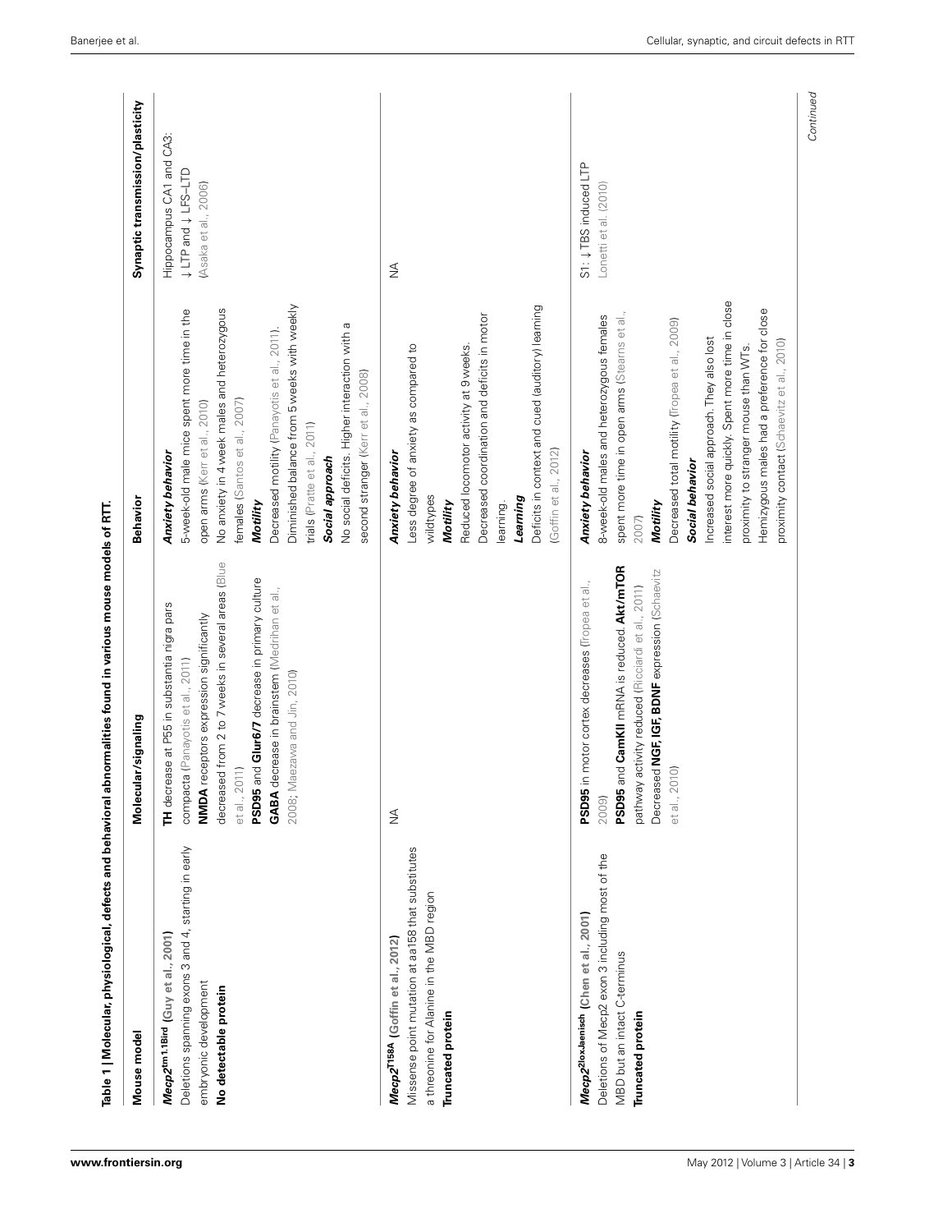**Table 1 | Molecular, physiological, defects and behavioral abnormalities found in various mouse models of RTT.**

| Mouse model | Molecular/signaling | Behavior | Synaptic transmission/plasticity |
|---|---|---|---|
| ***Mecp2*$^{tm1.1Bird}$ (Guy et al., 2001)**<br>Deletions spanning exons 3 and 4, starting in early embryonic development<br>**No detectable protein** | **TH** decrease at P55 in substantia nigra pars compacta (Panayotis et al., 2011)<br>**NMDA** receptors expression significantly decreased from 2 to 7 weeks in several areas (Blue et al., 2011)<br>**PSD95** and **GluR6/7** decrease in primary culture<br>**GABA** decrease in brainstem (Medrihan et al., 2008; Maezawa and Jin, 2010) | ***Anxiety behavior***<br>5-week-old male mice spent more time in the open arms (Kerr et al., 2010)<br>No anxiety in 4 week males and heterozygous females (Santos et al., 2007)<br>***Motility***<br>Decreased motility (Panayotis et al., 2011).<br>Diminished balance from 5 weeks with weekly trials (Pratte et al., 2011)<br>***Social approach***<br>No social deficits. Higher interaction with a second stranger (Kerr et al., 2008) | Hippocampus CA1 and CA3: ↓ LTP and ↓ LFS–LTD (Asaka et al., 2006) |
| ***Mecp2*$^{T158A}$ (Goffin et al., 2012)**<br>Missense point mutation at aa158 that substitutes a threonine for Alanine in the MBD region<br>**Truncated protein** | NA | ***Anxiety behavior***<br>Less degree of anxiety as compared to wildtypes<br>***Motility***<br>Reduced locomotor activity at 9 weeks.<br>Decreased coordination and deficits in motor learning.<br>***Learning***<br>Deficits in context and cued (auditory) learning (Goffin et al., 2012) | NA |
| ***Mecp2*$^{2loxJaenisch}$ (Chen et al., 2001)**<br>Deletions of Mecp2 exon 3 including most of the MBD but an intact C-terminus<br>**Truncated protein** | **PSD95** in motor cortex decreases (Tropea et al., 2009)<br>**PSD95** and **CamKII** mRNA is reduced. **Akt/mTOR** pathway activity reduced (Ricciardi et al., 2011)<br>Decreased **NGF, IGF, BDNF** expression (Schaevitz et al., 2010) | ***Anxiety behavior***<br>8-week-old males and heterozygous females spent more time in open arms (Stearns et al., 2007)<br>***Motility***<br>Decreased total motility (Tropea et al., 2009)<br>***Social behavior***<br>Increased social approach. They also lost interest more quickly. Spent more time in close proximity to stranger mouse than WTs.<br>Hemizygous males had a preference for close proximity contact (Schaevitz et al., 2010) | S1: ↓ TBS induced LTP Lonetti et al. (2010) |

*Continued*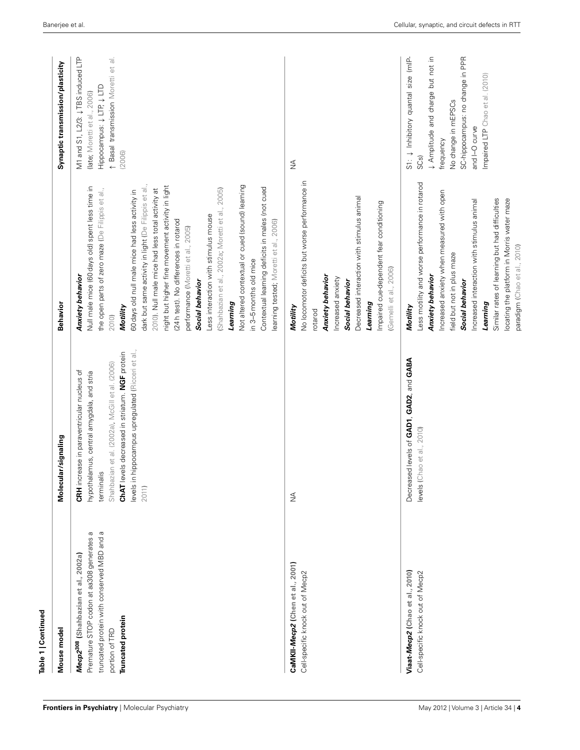**Table 1 | Continued**

| Mouse model | Molecular/signaling | Behavior | Synaptic transmission/plasticity |
|---|---|---|---|
| ***Mecp2*[308] (Shahbazian et al., 2002a)**<br>Premature STOP codon at aa308 generates a truncated protein with conserved MBD and a portion of TRD<br>**Truncated protein** | **CRH** increase in paraventricular nucleus of hypothalamus, central amygdala, and stria terminalis<br>Shahbazian et al. (2002a), McGill et al. (2006)<br>**ChAT** levels decreased in striatum. **NGF** protein levels in hippocampus upregulated (Ricceri et al., 2011) | ***Anxiety behavior***<br>Null male mice (60 days old) spent less time in the open parts of zero maze (De Filippis et al., 2010)<br>***Motility***<br>60 days old null male mice had less activity in dark but same activity in light (De Filippis et al., 2010). Null male mice had less total activity at night but higher fine movement activity in light (24 h test). No differences in rotarod performance (Moretti et al., 2005)<br>***Social behavior***<br>Less interaction with stimulus mouse (Shahbazian et al., 2002a; Moretti et al., 2005)<br>***Learning***<br>Not altered contextual or cued (sound) learning in 3–5 months old mice<br>Contextual learning deficits in males (not cued learning tested; Moretti et al., 2006) | M1 and S1, L2/3: ↓TBS induced LTP (late; Moretti et al., 2006)<br>Hippocampus: ↓ LTP, ↓ LTD<br>↑ Basal transmission Moretti et al. (2006) |
| **CaMKII-*Mecp2* (Chen et al., 2001)**<br>Cell-specific knock out of Mecp2 | NA | ***Motility***<br>No locomotor deficits but worse performance in rotarod<br>***Anxiety behavior***<br>Increased anxiety<br>***Social behavior***<br>Decreased interaction with stimulus animal<br>***Learning***<br>Impaired cue-dependent fear conditioning (Gemelli et al., 2006) | NA |
| **Viaat-*Mecp2* (Chao et al., 2010)**<br>Cell-specific knock out of Mecp2 | Decreased levels of **GAD1**, **GAD2**, and **GABA** levels (Chao et al., 2010) | ***Motility***<br>Less motility and worse performance in rotarod<br>***Anxiety behavior***<br>Increased anxiety when measured with open field but not in plus maze<br>***Social behavior***<br>Increased interaction with stimulus animal<br>***Learning***<br>Similar rates of learning but had difficulties locating the platform in Morris water maze paradigm (Chao et al., 2010) | S1: ↓ Inhibitory quantal size (mIPSCs)<br>↓ Amplitude and charge but not in frequency<br>No change in mEPSCs<br>SC-hippocampus: no change in PPR and I–O curve<br>Impaired LTP Chao et al. (2010) |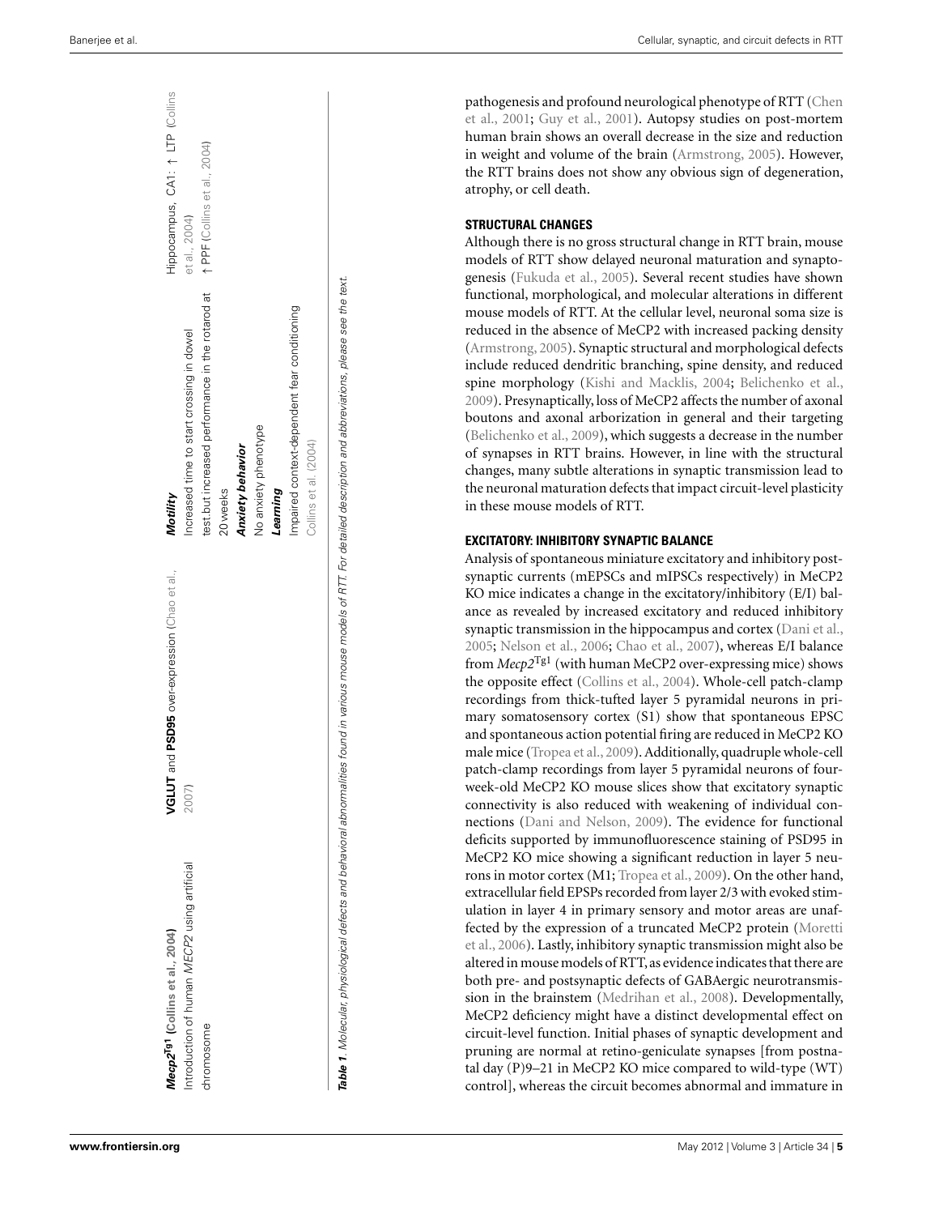| | | | |
|---|---|---|---|
| ***Mecp2*$^{Tg1}$ (Collins et al., 2004)** Introduction of human *MECP2* using artificial chromosome | **VGLUT** and **PSD95** over-expression (Chao et al., 2007) | ***Motility*** Increased time to start crossing in dowel test but increased performance in the rotarod at 20 weeks ***Anxiety behavior*** No anxiety phenotype ***Learning*** Impaired context-dependent fear conditioning Collins et al. (2004) | Hippocampus, CA1: ↑ LTP (Collins et al., 2004) ↑ PPF (Collins et al., 2004) |

***Table 1.** Molecular, physiological defects and behavioral abnormalities found in various mouse models of RTT. For detailed description and abbreviations, please see the text.*

pathogenesis and profound neurological phenotype of RTT (Chen et al., 2001; Guy et al., 2001). Autopsy studies on post-mortem human brain shows an overall decrease in the size and reduction in weight and volume of the brain (Armstrong, 2005). However, the RTT brains does not show any obvious sign of degeneration, atrophy, or cell death.

## STRUCTURAL CHANGES

Although there is no gross structural change in RTT brain, mouse models of RTT show delayed neuronal maturation and synaptogenesis (Fukuda et al., 2005). Several recent studies have shown functional, morphological, and molecular alterations in different mouse models of RTT. At the cellular level, neuronal soma size is reduced in the absence of MeCP2 with increased packing density (Armstrong, 2005). Synaptic structural and morphological defects include reduced dendritic branching, spine density, and reduced spine morphology (Kishi and Macklis, 2004; Belichenko et al., 2009). Presynaptically, loss of MeCP2 affects the number of axonal boutons and axonal arborization in general and their targeting (Belichenko et al., 2009), which suggests a decrease in the number of synapses in RTT brains. However, in line with the structural changes, many subtle alterations in synaptic transmission lead to the neuronal maturation defects that impact circuit-level plasticity in these mouse models of RTT.

## EXCITATORY: INHIBITORY SYNAPTIC BALANCE

Analysis of spontaneous miniature excitatory and inhibitory postsynaptic currents (mEPSCs and mIPSCs respectively) in MeCP2 KO mice indicates a change in the excitatory/inhibitory (E/I) balance as revealed by increased excitatory and reduced inhibitory synaptic transmission in the hippocampus and cortex (Dani et al., 2005; Nelson et al., 2006; Chao et al., 2007), whereas E/I balance from *Mecp2*$^{Tg1}$ (with human MeCP2 over-expressing mice) shows the opposite effect (Collins et al., 2004). Whole-cell patch-clamp recordings from thick-tufted layer 5 pyramidal neurons in primary somatosensory cortex (S1) show that spontaneous EPSC and spontaneous action potential firing are reduced in MeCP2 KO male mice (Tropea et al., 2009). Additionally, quadruple whole-cell patch-clamp recordings from layer 5 pyramidal neurons of four-week-old MeCP2 KO mouse slices show that excitatory synaptic connectivity is also reduced with weakening of individual connections (Dani and Nelson, 2009). The evidence for functional deficits supported by immunofluorescence staining of PSD95 in MeCP2 KO mice showing a significant reduction in layer 5 neurons in motor cortex (M1; Tropea et al., 2009). On the other hand, extracellular field EPSPs recorded from layer 2/3 with evoked stimulation in layer 4 in primary sensory and motor areas are unaffected by the expression of a truncated MeCP2 protein (Moretti et al., 2006). Lastly, inhibitory synaptic transmission might also be altered in mouse models of RTT, as evidence indicates that there are both pre- and postsynaptic defects of GABAergic neurotransmission in the brainstem (Medrihan et al., 2008). Developmentally, MeCP2 deficiency might have a distinct developmental effect on circuit-level function. Initial phases of synaptic development and pruning are normal at retino-geniculate synapses [from postnatal day (P)9–21 in MeCP2 KO mice compared to wild-type (WT) control], whereas the circuit becomes abnormal and immature in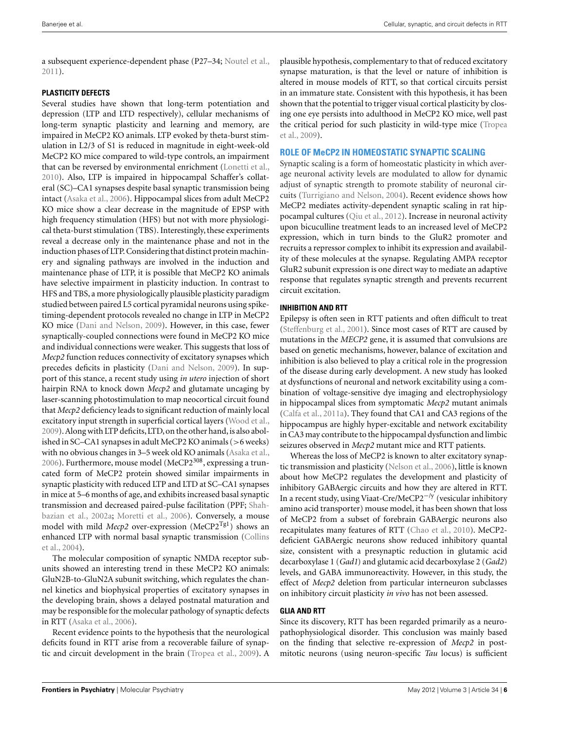a subsequent experience-dependent phase (P27–34; Noutel et al., 2011).

### PLASTICITY DEFECTS

Several studies have shown that long-term potentiation and depression (LTP and LTD respectively), cellular mechanisms of long-term synaptic plasticity and learning and memory, are impaired in MeCP2 KO animals. LTP evoked by theta-burst stimulation in L2/3 of S1 is reduced in magnitude in eight-week-old MeCP2 KO mice compared to wild-type controls, an impairment that can be reversed by environmental enrichment (Lonetti et al., 2010). Also, LTP is impaired in hippocampal Schaffer's collateral (SC)–CA1 synapses despite basal synaptic transmission being intact (Asaka et al., 2006). Hippocampal slices from adult MeCP2 KO mice show a clear decrease in the magnitude of EPSP with high frequency stimulation (HFS) but not with more physiological theta-burst stimulation (TBS). Interestingly, these experiments reveal a decrease only in the maintenance phase and not in the induction phases of LTP. Considering that distinct protein machinery and signaling pathways are involved in the induction and maintenance phase of LTP, it is possible that MeCP2 KO animals have selective impairment in plasticity induction. In contrast to HFS and TBS, a more physiologically plausible plasticity paradigm studied between paired L5 cortical pyramidal neurons using spike-timing-dependent protocols revealed no change in LTP in MeCP2 KO mice (Dani and Nelson, 2009). However, in this case, fewer synaptically-coupled connections were found in MeCP2 KO mice and individual connections were weaker. This suggests that loss of *Mecp2* function reduces connectivity of excitatory synapses which precedes deficits in plasticity (Dani and Nelson, 2009). In support of this stance, a recent study using *in utero* injection of short hairpin RNA to knock down *Mecp2* and glutamate uncaging by laser-scanning photostimulation to map neocortical circuit found that *Mecp2* deficiency leads to significant reduction of mainly local excitatory input strength in superficial cortical layers (Wood et al., 2009). Along with LTP deficits, LTD, on the other hand, is also abolished in SC–CA1 synapses in adult MeCP2 KO animals (>6 weeks) with no obvious changes in 3–5 week old KO animals (Asaka et al., 2006). Furthermore, mouse model (MeCP2$^{308}$, expressing a truncated form of MeCP2 protein showed similar impairments in synaptic plasticity with reduced LTP and LTD at SC–CA1 synapses in mice at 5–6 months of age, and exhibits increased basal synaptic transmission and decreased paired-pulse facilitation (PPF; Shahbazian et al., 2002a; Moretti et al., 2006). Conversely, a mouse model with mild *Mecp2* over-expression (MeCP2$^{Tg1}$) shows an enhanced LTP with normal basal synaptic transmission (Collins et al., 2004).

The molecular composition of synaptic NMDA receptor subunits showed an interesting trend in these MeCP2 KO animals: GluN2B-to-GluN2A subunit switching, which regulates the channel kinetics and biophysical properties of excitatory synapses in the developing brain, shows a delayed postnatal maturation and may be responsible for the molecular pathology of synaptic defects in RTT (Asaka et al., 2006).

Recent evidence points to the hypothesis that the neurological deficits found in RTT arise from a recoverable failure of synaptic and circuit development in the brain (Tropea et al., 2009). A plausible hypothesis, complementary to that of reduced excitatory synapse maturation, is that the level or nature of inhibition is altered in mouse models of RTT, so that cortical circuits persist in an immature state. Consistent with this hypothesis, it has been shown that the potential to trigger visual cortical plasticity by closing one eye persists into adulthood in MeCP2 KO mice, well past the critical period for such plasticity in wild-type mice (Tropea et al., 2009).

## ROLE OF MeCP2 IN HOMEOSTATIC SYNAPTIC SCALING

Synaptic scaling is a form of homeostatic plasticity in which average neuronal activity levels are modulated to allow for dynamic adjust of synaptic strength to promote stability of neuronal circuits (Turrigiano and Nelson, 2004). Recent evidence shows how MeCP2 mediates activity-dependent synaptic scaling in rat hippocampal cultures (Qiu et al., 2012). Increase in neuronal activity upon bicuculline treatment leads to an increased level of MeCP2 expression, which in turn binds to the GluR2 promoter and recruits a repressor complex to inhibit its expression and availability of these molecules at the synapse. Regulating AMPA receptor GluR2 subunit expression is one direct way to mediate an adaptive response that regulates synaptic strength and prevents recurrent circuit excitation.

### INHIBITION AND RTT

Epilepsy is often seen in RTT patients and often difficult to treat (Steffenburg et al., 2001). Since most cases of RTT are caused by mutations in the *MECP2* gene, it is assumed that convulsions are based on genetic mechanisms, however, balance of excitation and inhibition is also believed to play a critical role in the progression of the disease during early development. A new study has looked at dysfunctions of neuronal and network excitability using a combination of voltage-sensitive dye imaging and electrophysiology in hippocampal slices from symptomatic *Mecp2* mutant animals (Calfa et al., 2011a). They found that CA1 and CA3 regions of the hippocampus are highly hyper-excitable and network excitability in CA3 may contribute to the hippocampal dysfunction and limbic seizures observed in *Mecp2* mutant mice and RTT patients.

Whereas the loss of MeCP2 is known to alter excitatory synaptic transmission and plasticity (Nelson et al., 2006), little is known about how MeCP2 regulates the development and plasticity of inhibitory GABAergic circuits and how they are altered in RTT. In a recent study, using Viaat-Cre/MeCP2$^{-/y}$ (vesicular inhibitory amino acid transporter) mouse model, it has been shown that loss of MeCP2 from a subset of forebrain GABAergic neurons also recapitulates many features of RTT (Chao et al., 2010). MeCP2-deficient GABAergic neurons show reduced inhibitory quantal size, consistent with a presynaptic reduction in glutamic acid decarboxylase 1 (*Gad1*) and glutamic acid decarboxylase 2 (*Gad2*) levels, and GABA immunoreactivity. However, in this study, the effect of *Mecp2* deletion from particular interneuron subclasses on inhibitory circuit plasticity *in vivo* has not been assessed.

### GLIA AND RTT

Since its discovery, RTT has been regarded primarily as a neuropathophysiological disorder. This conclusion was mainly based on the finding that selective re-expression of *Mecp2* in postmitotic neurons (using neuron-specific *Tau* locus) is sufficient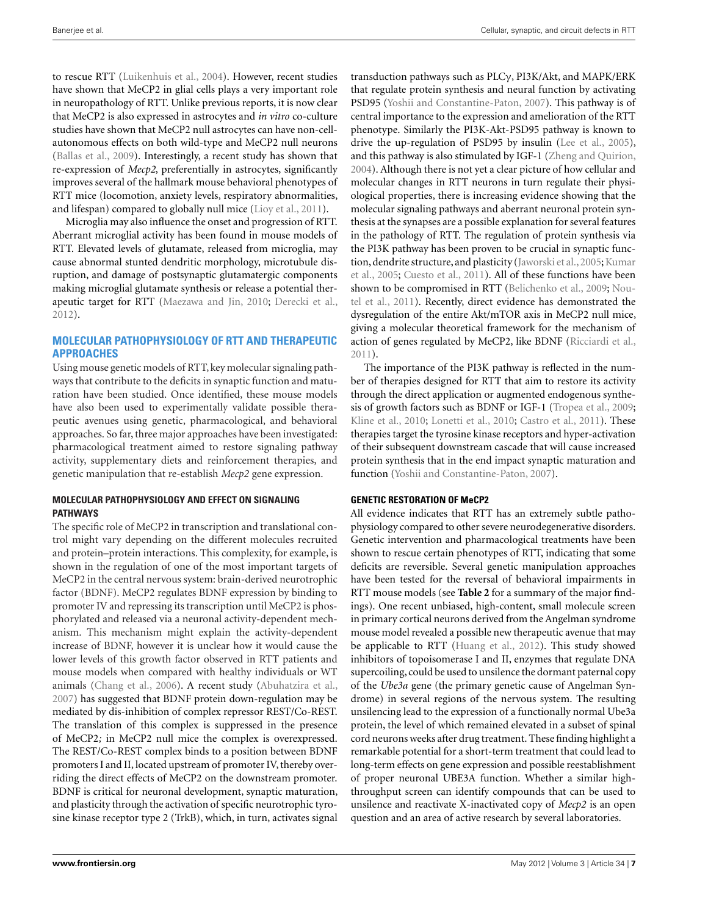to rescue RTT (Luikenhuis et al., 2004). However, recent studies have shown that MeCP2 in glial cells plays a very important role in neuropathology of RTT. Unlike previous reports, it is now clear that MeCP2 is also expressed in astrocytes and *in vitro* co-culture studies have shown that MeCP2 null astrocytes can have non-cell-autonomous effects on both wild-type and MeCP2 null neurons (Ballas et al., 2009). Interestingly, a recent study has shown that re-expression of *Mecp2*, preferentially in astrocytes, significantly improves several of the hallmark mouse behavioral phenotypes of RTT mice (locomotion, anxiety levels, respiratory abnormalities, and lifespan) compared to globally null mice (Lioy et al., 2011).

Microglia may also influence the onset and progression of RTT. Aberrant microglial activity has been found in mouse models of RTT. Elevated levels of glutamate, released from microglia, may cause abnormal stunted dendritic morphology, microtubule disruption, and damage of postsynaptic glutamatergic components making microglial glutamate synthesis or release a potential therapeutic target for RTT (Maezawa and Jin, 2010; Derecki et al., 2012).

## MOLECULAR PATHOPHYSIOLOGY OF RTT AND THERAPEUTIC APPROACHES

Using mouse genetic models of RTT, key molecular signaling pathways that contribute to the deficits in synaptic function and maturation have been studied. Once identified, these mouse models have also been used to experimentally validate possible therapeutic avenues using genetic, pharmacological, and behavioral approaches. So far, three major approaches have been investigated: pharmacological treatment aimed to restore signaling pathway activity, supplementary diets and reinforcement therapies, and genetic manipulation that re-establish *Mecp2* gene expression.

### MOLECULAR PATHOPHYSIOLOGY AND EFFECT ON SIGNALING PATHWAYS

The specific role of MeCP2 in transcription and translational control might vary depending on the different molecules recruited and protein–protein interactions. This complexity, for example, is shown in the regulation of one of the most important targets of MeCP2 in the central nervous system: brain-derived neurotrophic factor (BDNF). MeCP2 regulates BDNF expression by binding to promoter IV and repressing its transcription until MeCP2 is phosphorylated and released via a neuronal activity-dependent mechanism. This mechanism might explain the activity-dependent increase of BDNF, however it is unclear how it would cause the lower levels of this growth factor observed in RTT patients and mouse models when compared with healthy individuals or WT animals (Chang et al., 2006). A recent study (Abuhatzira et al., 2007) has suggested that BDNF protein down-regulation may be mediated by dis-inhibition of complex repressor REST/Co-REST. The translation of this complex is suppressed in the presence of MeCP2; in MeCP2 null mice the complex is overexpressed. The REST/Co-REST complex binds to a position between BDNF promoters I and II, located upstream of promoter IV, thereby overriding the direct effects of MeCP2 on the downstream promoter. BDNF is critical for neuronal development, synaptic maturation, and plasticity through the activation of specific neurotrophic tyrosine kinase receptor type 2 (TrkB), which, in turn, activates signal transduction pathways such as PLCγ, PI3K/Akt, and MAPK/ERK that regulate protein synthesis and neural function by activating PSD95 (Yoshii and Constantine-Paton, 2007). This pathway is of central importance to the expression and amelioration of the RTT phenotype. Similarly the PI3K-Akt-PSD95 pathway is known to drive the up-regulation of PSD95 by insulin (Lee et al., 2005), and this pathway is also stimulated by IGF-1 (Zheng and Quirion, 2004). Although there is not yet a clear picture of how cellular and molecular changes in RTT neurons in turn regulate their physiological properties, there is increasing evidence showing that the molecular signaling pathways and aberrant neuronal protein synthesis at the synapses are a possible explanation for several features in the pathology of RTT. The regulation of protein synthesis via the PI3K pathway has been proven to be crucial in synaptic function, dendrite structure, and plasticity (Jaworski et al., 2005; Kumar et al., 2005; Cuesto et al., 2011). All of these functions have been shown to be compromised in RTT (Belichenko et al., 2009; Noutel et al., 2011). Recently, direct evidence has demonstrated the dysregulation of the entire Akt/mTOR axis in MeCP2 null mice, giving a molecular theoretical framework for the mechanism of action of genes regulated by MeCP2, like BDNF (Ricciardi et al., 2011).

The importance of the PI3K pathway is reflected in the number of therapies designed for RTT that aim to restore its activity through the direct application or augmented endogenous synthesis of growth factors such as BDNF or IGF-1 (Tropea et al., 2009; Kline et al., 2010; Lonetti et al., 2010; Castro et al., 2011). These therapies target the tyrosine kinase receptors and hyper-activation of their subsequent downstream cascade that will cause increased protein synthesis that in the end impact synaptic maturation and function (Yoshii and Constantine-Paton, 2007).

### GENETIC RESTORATION OF MeCP2

All evidence indicates that RTT has an extremely subtle pathophysiology compared to other severe neurodegenerative disorders. Genetic intervention and pharmacological treatments have been shown to rescue certain phenotypes of RTT, indicating that some deficits are reversible. Several genetic manipulation approaches have been tested for the reversal of behavioral impairments in RTT mouse models (see **Table 2** for a summary of the major findings). One recent unbiased, high-content, small molecule screen in primary cortical neurons derived from the Angelman syndrome mouse model revealed a possible new therapeutic avenue that may be applicable to RTT (Huang et al., 2012). This study showed inhibitors of topoisomerase I and II, enzymes that regulate DNA supercoiling, could be used to unsilence the dormant paternal copy of the *Ube3a* gene (the primary genetic cause of Angelman Syndrome) in several regions of the nervous system. The resulting unsilencing lead to the expression of a functionally normal Ube3a protein, the level of which remained elevated in a subset of spinal cord neurons weeks after drug treatment. These finding highlight a remarkable potential for a short-term treatment that could lead to long-term effects on gene expression and possible reestablishment of proper neuronal UBE3A function. Whether a similar high-throughput screen can identify compounds that can be used to unsilence and reactivate X-inactivated copy of *Mecp2* is an open question and an area of active research by several laboratories.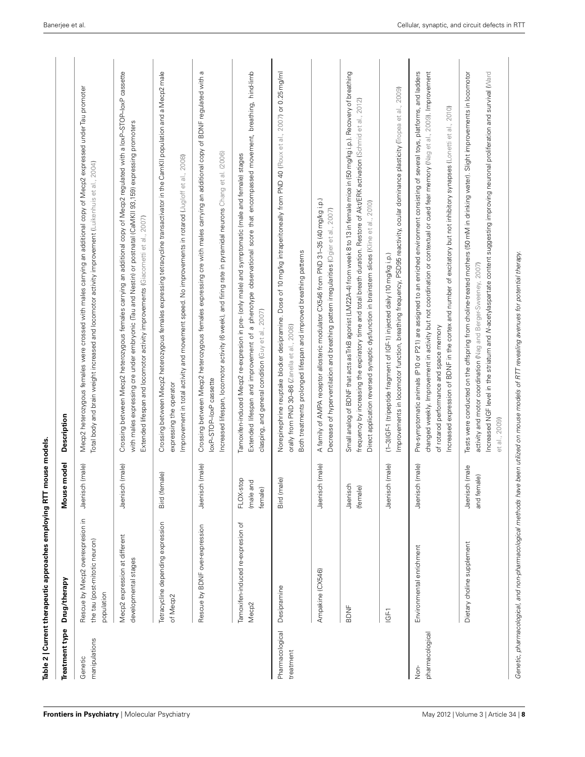**Table 2 | Current therapeutic approaches employing RTT mouse models.**

| Treatment type | Drug/therapy | Mouse model | Description |
|---|---|---|---|
| Genetic manipulations | Rescue by Mecp2 overexpresion in the tau (post-mitotic neuron) population | Jaenisch (male) | Mecp2 heterozygous females were crossed with males carrying an additional copy of Mecp2 expressed under Tau promoter<br>Total body and brain weight increased and locomotor activity improvement (Luikenhuis et al., 2004) |
| | Mecp2 expression at different developmental stages | Jaenisch (male) | Crossing between Mecp2 heterozygous females carrying an additional copy of Mecp2 regulated with a loxP–STOP–loxP cassette with males expressing cre under embryonic (Tau and Nestin) or postnatal (CaMKII 93,159) expressing promoters<br>Extended lifespan and locomotor activity improvements (Giacometti et al., 2007) |
| | Tetracycline depending expression of Mecp2 | Bird (female) | Crossing between Mecp2 heterozygous females expressing tetracycline transactivator in the CamKII population and a Mecp2 male expressing the operator<br>Improvement in total activity and movement speed. No improvements in rotarod (Jugloff et al., 2008) |
| | Rescue by BDNF over-expression | Jaenisch (male) | Crossing between Mecp2 heterozygous females expressing cre with males carrying an additional copy of BDNF regulated with a loxP–STOP–loxP cassette<br>Increased lifespan, locomotor activity (6 week), and firing rate in pyramidal neurons Chang et al. (2006) |
| | Tamoxifen-induced re-expresion of Mecp2 | FLOX-stop (male and female) | Tamoxifen-induced Mecp2 re-expresion in pre- (only male) and symptomatic (male and female) stages<br>Extended lifespan and improvement of a phenotype observational score that encompassed movement, breathing, hind-limb clasping, and general condition (Guy et al., 2007) |
| Pharmacological treatment | Desipramine | Bird (male) | Norepinephrine reuptake blocker desipramine. Dose of 10 mg/kg intraperitoneally from PND 40 (Roux et al., 2007) or 0.25 mg/ml orally from PND 30–86 (Zanella et al., 2008)<br>Both treatments prolonged lifespan and improved breathing patterns |
| | Ampakine (CX546) | Jaenisch (male) | A family of AMPA receptor allosteric modulator CX546 from PND 31–35 (40 mg/kg i.p.)<br>Decrease of hyperventilation and breathing pattern irregularities (Ogier et al., 2007) |
| | BDNF | Jaenisch (female) | Small analog of BDNF that acts as TrkB agonist (LM22A-4) from week 8 to 13 in female mice (in (50 mg/kg i.p.). Recovery of breathing frequency by increasing the expiratory time and total breath duration. Restore of Akt/ERK activation (Schmid et al., 2012)<br>Direct application reversed synaptic dysfunction in brainstem slices (Kline et al., 2010) |
| | IGF-1 | Jaenisch (male) | (1–3)IGF-1 (tripeptide fragment of IGF-1) injected daily (10 mg/kg i.p.)<br>Improvements in locomotor function, breathing frequency, PSD95 reactivity, ocular dominance plasticity (Tropea et al., 2009) |
| Non-pharmacological | Environmental enrichment | Jaenisch (male) | Pre-symptomatic animals (P10 or P21) are assigned to an enriched environment consisting of several toys, platforms, and ladders changed weekly. Improvement in activity but not coordination or contextual or cued fear memory (Nag et al., 2009). Improvement of rotarod performance and space memory<br>Increased expression of BDNF in the cortex and number of excitatory but not inhibitory synapses (Lonetti et al., 2010) |
| | Dietary choline supplement | Jaenisch (male and female) | Tests were conducted on the offspring from choline-treated mothers (50 mM in drinking water). Slight improvements in locomotor activity and motor coordination (Nag and Berger-Sweeney, 2007)<br>Increased NGF level in the striatum and N-acetylaspartate content suggesting improving neuronal proliferation and survival (Ward et al., 2009) |

*Genetic, pharmacological, and non-pharmacological methods have been utilized on mouse models of RTT revealing avenues for potential therapy.*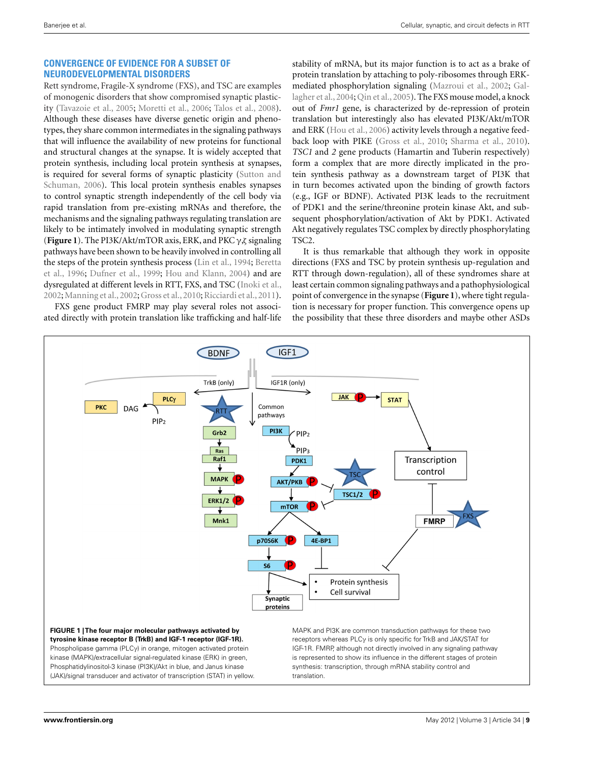## CONVERGENCE OF EVIDENCE FOR A SUBSET OF NEURODEVELOPMENTAL DISORDERS

Rett syndrome, Fragile-X syndrome (FXS), and TSC are examples of monogenic disorders that show compromised synaptic plasticity (Tavazoie et al., 2005; Moretti et al., 2006; Talos et al., 2008). Although these diseases have diverse genetic origin and phenotypes, they share common intermediates in the signaling pathways that will influence the availability of new proteins for functional and structural changes at the synapse. It is widely accepted that protein synthesis, including local protein synthesis at synapses, is required for several forms of synaptic plasticity (Sutton and Schuman, 2006). This local protein synthesis enables synapses to control synaptic strength independently of the cell body via rapid translation from pre-existing mRNAs and therefore, the mechanisms and the signaling pathways regulating translation are likely to be intimately involved in modulating synaptic strength (**Figure 1**). The PI3K/Akt/mTOR axis, ERK, and PKC γ,ζ signaling pathways have been shown to be heavily involved in controlling all the steps of the protein synthesis process (Lin et al., 1994; Beretta et al., 1996; Dufner et al., 1999; Hou and Klann, 2004) and are dysregulated at different levels in RTT, FXS, and TSC (Inoki et al., 2002; Manning et al., 2002; Gross et al., 2010; Ricciardi et al., 2011).

FXS gene product FMRP may play several roles not associated directly with protein translation like trafficking and half-life stability of mRNA, but its major function is to act as a brake of protein translation by attaching to poly-ribosomes through ERK-mediated phosphorylation signaling (Mazroui et al., 2002; Gallagher et al., 2004; Qin et al., 2005). The FXS mouse model, a knock out of *Fmr1* gene, is characterized by de-repression of protein translation but interestingly also has elevated PI3K/Akt/mTOR and ERK (Hou et al., 2006) activity levels through a negative feedback loop with PIKE (Gross et al., 2010; Sharma et al., 2010). *TSC1* and *2* gene products (Hamartin and Tuberin respectively) form a complex that are more directly implicated in the protein synthesis pathway as a downstream target of PI3K that in turn becomes activated upon the binding of growth factors (e.g., IGF or BDNF). Activated PI3K leads to the recruitment of PDK1 and the serine/threonine protein kinase Akt, and subsequent phosphorylation/activation of Akt by PDK1. Activated Akt negatively regulates TSC complex by directly phosphorylating TSC2.

It is thus remarkable that although they work in opposite directions (FXS and TSC by protein synthesis up-regulation and RTT through down-regulation), all of these syndromes share at least certain common signaling pathways and a pathophysiological point of convergence in the synapse (**Figure 1**), where tight regulation is necessary for proper function. This convergence opens up the possibility that these three disorders and maybe other ASDs

**FIGURE 1 | The four major molecular pathways activated by tyrosine kinase receptor B (TrkB) and IGF-1 receptor (IGF-1R).** Phospholipase gamma (PLCγ) in orange, mitogen activated protein kinase (MAPK)/extracellular signal-regulated kinase (ERK) in green, Phosphatidylinositol-3 kinase (PI3K)/Akt in blue, and Janus kinase (JAK)/signal transducer and activator of transcription (STAT) in yellow. MAPK and PI3K are common transduction pathways for these two receptors whereas PLCγ is only specific for TrkB and JAK/STAT for IGF-1R. FMRP, although not directly involved in any signaling pathway is represented to show its influence in the different stages of protein synthesis: transcription, through mRNA stability control and translation.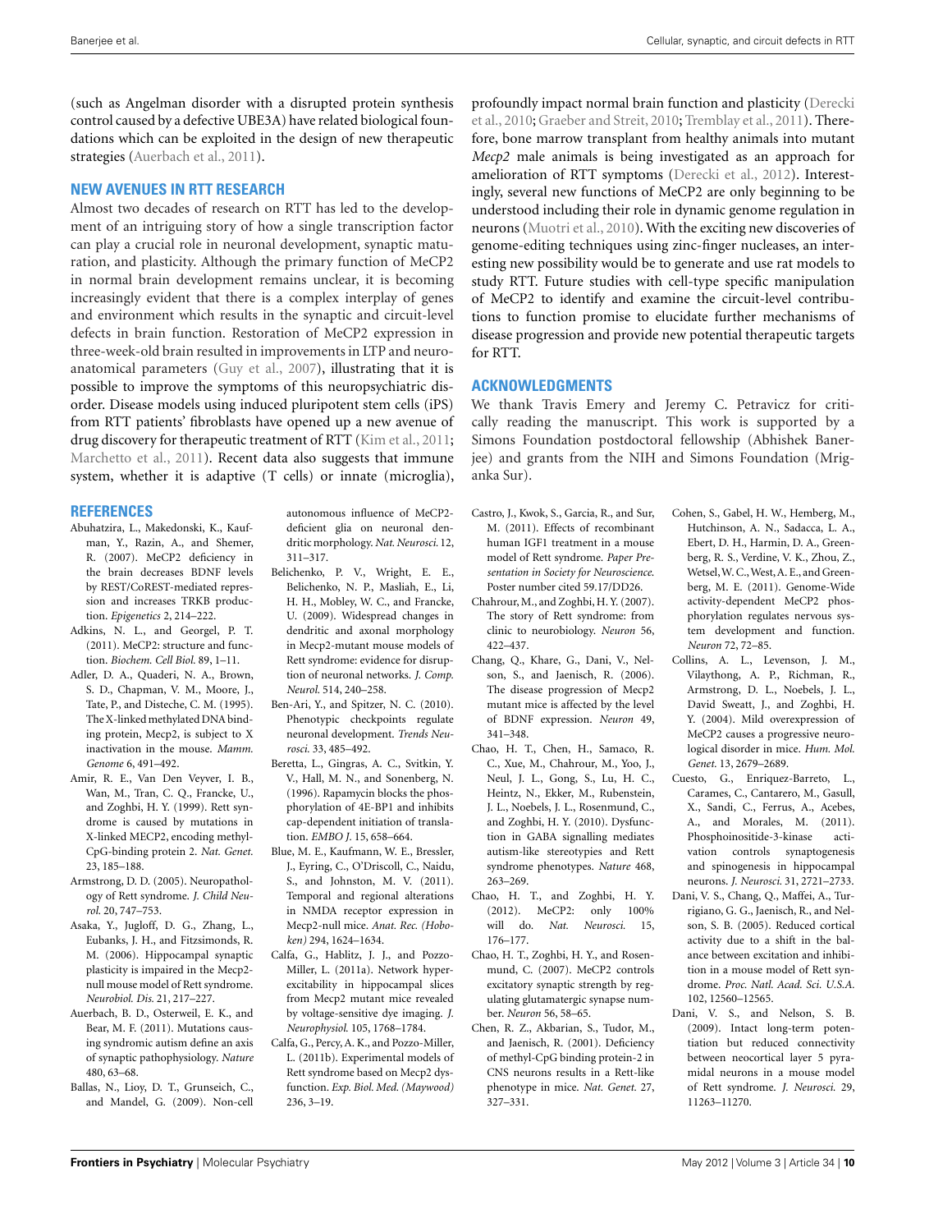(such as Angelman disorder with a disrupted protein synthesis control caused by a defective UBE3A) have related biological foundations which can be exploited in the design of new therapeutic strategies (Auerbach et al., 2011).

## NEW AVENUES IN RTT RESEARCH

Almost two decades of research on RTT has led to the development of an intriguing story of how a single transcription factor can play a crucial role in neuronal development, synaptic maturation, and plasticity. Although the primary function of MeCP2 in normal brain development remains unclear, it is becoming increasingly evident that there is a complex interplay of genes and environment which results in the synaptic and circuit-level defects in brain function. Restoration of MeCP2 expression in three-week-old brain resulted in improvements in LTP and neuroanatomical parameters (Guy et al., 2007), illustrating that it is possible to improve the symptoms of this neuropsychiatric disorder. Disease models using induced pluripotent stem cells (iPS) from RTT patients' fibroblasts have opened up a new avenue of drug discovery for therapeutic treatment of RTT (Kim et al., 2011; Marchetto et al., 2011). Recent data also suggests that immune system, whether it is adaptive (T cells) or innate (microglia), profoundly impact normal brain function and plasticity (Derecki et al., 2010; Graeber and Streit, 2010; Tremblay et al., 2011). Therefore, bone marrow transplant from healthy animals into mutant *Mecp2* male animals is being investigated as an approach for amelioration of RTT symptoms (Derecki et al., 2012). Interestingly, several new functions of MeCP2 are only beginning to be understood including their role in dynamic genome regulation in neurons (Muotri et al., 2010). With the exciting new discoveries of genome-editing techniques using zinc-finger nucleases, an interesting new possibility would be to generate and use rat models to study RTT. Future studies with cell-type specific manipulation of MeCP2 to identify and examine the circuit-level contributions to function promise to elucidate further mechanisms of disease progression and provide new potential therapeutic targets for RTT.

## ACKNOWLEDGMENTS

We thank Travis Emery and Jeremy C. Petravicz for critically reading the manuscript. This work is supported by a Simons Foundation postdoctoral fellowship (Abhishek Banerjee) and grants from the NIH and Simons Foundation (Mriganka Sur).

## REFERENCES

Abuhatzira, L., Makedonski, K., Kaufman, Y., Razin, A., and Shemer, R. (2007). MeCP2 deficiency in the brain decreases BDNF levels by REST/CoREST-mediated repression and increases TRKB production. *Epigenetics* 2, 214–222.

Adkins, N. L., and Georgel, P. T. (2011). MeCP2: structure and function. *Biochem. Cell Biol.* 89, 1–11.

Adler, D. A., Quaderi, N. A., Brown, S. D., Chapman, V. M., Moore, J., Tate, P., and Disteche, C. M. (1995). The X-linked methylated DNA binding protein, Mecp2, is subject to X inactivation in the mouse. *Mamm. Genome* 6, 491–492.

Amir, R. E., Van Den Veyver, I. B., Wan, M., Tran, C. Q., Francke, U., and Zoghbi, H. Y. (1999). Rett syndrome is caused by mutations in X-linked MECP2, encoding methyl-CpG-binding protein 2. *Nat. Genet.* 23, 185–188.

Armstrong, D. D. (2005). Neuropathology of Rett syndrome. *J. Child Neurol.* 20, 747–753.

Asaka, Y., Jugloff, D. G., Zhang, L., Eubanks, J. H., and Fitzsimonds, R. M. (2006). Hippocampal synaptic plasticity is impaired in the Mecp2-null mouse model of Rett syndrome. *Neurobiol. Dis.* 21, 217–227.

Auerbach, B. D., Osterweil, E. K., and Bear, M. F. (2011). Mutations causing syndromic autism define an axis of synaptic pathophysiology. *Nature* 480, 63–68.

Ballas, N., Lioy, D. T., Grunseich, C., and Mandel, G. (2009). Non-cell autonomous influence of MeCP2-deficient glia on neuronal dendritic morphology. *Nat. Neurosci.* 12, 311–317.

Belichenko, P. V., Wright, E. E., Belichenko, N. P., Masliah, E., Li, H. H., Mobley, W. C., and Francke, U. (2009). Widespread changes in dendritic and axonal morphology in Mecp2-mutant mouse models of Rett syndrome: evidence for disruption of neuronal networks. *J. Comp. Neurol.* 514, 240–258.

Ben-Ari, Y., and Spitzer, N. C. (2010). Phenotypic checkpoints regulate neuronal development. *Trends Neurosci.* 33, 485–492.

Beretta, L., Gingras, A. C., Svitkin, Y. V., Hall, M. N., and Sonenberg, N. (1996). Rapamycin blocks the phosphorylation of 4E-BP1 and inhibits cap-dependent initiation of translation. *EMBO J.* 15, 658–664.

Blue, M. E., Kaufmann, W. E., Bressler, J., Eyring, C., O'Driscoll, C., Naidu, S., and Johnston, M. V. (2011). Temporal and regional alterations in NMDA receptor expression in Mecp2-null mice. *Anat. Rec. (Hoboken)* 294, 1624–1634.

Calfa, G., Hablitz, J. J., and Pozzo-Miller, L. (2011a). Network hyperexcitability in hippocampal slices from Mecp2 mutant mice revealed by voltage-sensitive dye imaging. *J. Neurophysiol.* 105, 1768–1784.

Calfa, G., Percy, A. K., and Pozzo-Miller, L. (2011b). Experimental models of Rett syndrome based on Mecp2 dysfunction. *Exp. Biol. Med. (Maywood)* 236, 3–19.

Castro, J., Kwok, S., Garcia, R., and Sur, M. (2011). Effects of recombinant human IGF1 treatment in a mouse model of Rett syndrome. *Paper Presentation in Society for Neuroscience.* Poster number cited 59.17/DD26.

Chahrour, M., and Zoghbi, H. Y. (2007). The story of Rett syndrome: from clinic to neurobiology. *Neuron* 56, 422–437.

Chang, Q., Khare, G., Dani, V., Nelson, S., and Jaenisch, R. (2006). The disease progression of Mecp2 mutant mice is affected by the level of BDNF expression. *Neuron* 49, 341–348.

Chao, H. T., Chen, H., Samaco, R. C., Xue, M., Chahrour, M., Yoo, J., Neul, J. L., Gong, S., Lu, H. C., Heintz, N., Ekker, M., Rubenstein, J. L., Noebels, J. L., Rosenmund, C., and Zoghbi, H. Y. (2010). Dysfunction in GABA signalling mediates autism-like stereotypies and Rett syndrome phenotypes. *Nature* 468, 263–269.

Chao, H. T., and Zoghbi, H. Y. (2012). MeCP2: only 100% will do. *Nat. Neurosci.* 15, 176–177.

Chao, H. T., Zoghbi, H. Y., and Rosenmund, C. (2007). MeCP2 controls excitatory synaptic strength by regulating glutamatergic synapse number. *Neuron* 56, 58–65.

Chen, R. Z., Akbarian, S., Tudor, M., and Jaenisch, R. (2001). Deficiency of methyl-CpG binding protein-2 in CNS neurons results in a Rett-like phenotype in mice. *Nat. Genet.* 27, 327–331.

Cohen, S., Gabel, H. W., Hemberg, M., Hutchinson, A. N., Sadacca, L. A., Ebert, D. H., Harmin, D. A., Greenberg, R. S., Verdine, V. K., Zhou, Z., Wetsel, W. C., West, A. E., and Greenberg, M. E. (2011). Genome-Wide activity-dependent MeCP2 phosphorylation regulates nervous system development and function. *Neuron* 72, 72–85.

Collins, A. L., Levenson, J. M., Vilaythong, A. P., Richman, R., Armstrong, D. L., Noebels, J. L., David Sweatt, J., and Zoghbi, H. Y. (2004). Mild overexpression of MeCP2 causes a progressive neurological disorder in mice. *Hum. Mol. Genet.* 13, 2679–2689.

Cuesto, G., Enriquez-Barreto, L., Carames, C., Cantarero, M., Gasull, X., Sandi, C., Ferrus, A., Acebes, A., and Morales, M. (2011). Phosphoinositide-3-kinase activation controls synaptogenesis and spinogenesis in hippocampal neurons. *J. Neurosci.* 31, 2721–2733.

Dani, V. S., Chang, Q., Maffei, A., Turrigiano, G. G., Jaenisch, R., and Nelson, S. B. (2005). Reduced cortical activity due to a shift in the balance between excitation and inhibition in a mouse model of Rett syndrome. *Proc. Natl. Acad. Sci. U.S.A.* 102, 12560–12565.

Dani, V. S., and Nelson, S. B. (2009). Intact long-term potentiation but reduced connectivity between neocortical layer 5 pyramidal neurons in a mouse model of Rett syndrome. *J. Neurosci.* 29, 11263–11270.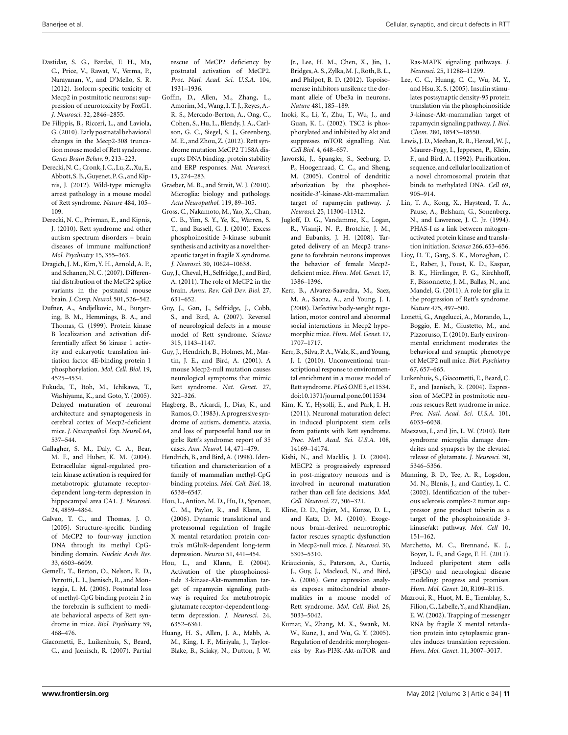Dastidar, S. G., Bardai, F. H., Ma, C., Price, V., Rawat, V., Verma, P., Narayanan, V., and D'Mello, S. R. (2012). Isoform-specific toxicity of Mecp2 in postmitotic neurons: suppression of neurotoxicity by FoxG1. *J. Neurosci.* 32, 2846–2855.

De Filippis, B., Ricceri, L., and Laviola, G. (2010). Early postnatal behavioral changes in the Mecp2-308 truncation mouse model of Rett syndrome. *Genes Brain Behav.* 9, 213–223.

Derecki, N. C., Cronk, J. C., Lu, Z., Xu, E., Abbott, S. B., Guyenet, P. G., and Kipnis, J. (2012). Wild-type microglia arrest pathology in a mouse model of Rett syndrome. *Nature* 484, 105–109.

Derecki, N. C., Privman, E., and Kipnis, J. (2010). Rett syndrome and other autism spectrum disorders – brain diseases of immune malfunction? *Mol. Psychiatry* 15, 355–363.

Dragich, J. M., Kim, Y. H., Arnold, A. P., and Schanen, N. C. (2007). Differential distribution of the MeCP2 splice variants in the postnatal mouse brain. *J. Comp. Neurol.* 501, 526–542.

Dufner, A., Andjelkovic, M., Burgering, B. M., Hemmings, B. A., and Thomas, G. (1999). Protein kinase B localization and activation differentially affect S6 kinase 1 activity and eukaryotic translation initiation factor 4E-binding protein 1 phosphorylation. *Mol. Cell. Biol.* 19, 4525–4534.

Fukuda, T., Itoh, M., Ichikawa, T., Washiyama, K., and Goto, Y. (2005). Delayed maturation of neuronal architecture and synaptogenesis in cerebral cortex of Mecp2-deficient mice. *J. Neuropathol. Exp. Neurol.* 64, 537–544.

Gallagher, S. M., Daly, C. A., Bear, M. F., and Huber, K. M. (2004). Extracellular signal-regulated protein kinase activation is required for metabotropic glutamate receptor-dependent long-term depression in hippocampal area CA1. *J. Neurosci.* 24, 4859–4864.

Galvao, T. C., and Thomas, J. O. (2005). Structure-specific binding of MeCP2 to four-way junction DNA through its methyl CpG-binding domain. *Nucleic Acids Res.* 33, 6603–6609.

Gemelli, T., Berton, O., Nelson, E. D., Perrotti, L. I., Jaenisch, R., and Monteggia, L. M. (2006). Postnatal loss of methyl-CpG binding protein 2 in the forebrain is sufficient to mediate behavioral aspects of Rett syndrome in mice. *Biol. Psychiatry* 59, 468–476.

Giacometti, E., Luikenhuis, S., Beard, C., and Jaenisch, R. (2007). Partial rescue of MeCP2 deficiency by postnatal activation of MeCP2. *Proc. Natl. Acad. Sci. U.S.A.* 104, 1931–1936.

Goffin, D., Allen, M., Zhang, L., Amorim, M., Wang, I. T. J., Reyes, A.-R. S., Mercado-Berton, A., Ong, C., Cohen, S., Hu, L., Blendy, J. A., Carlson, G. C., Siegel, S. J., Greenberg, M. E., and Zhou, Z. (2012). Rett syndrome mutation MeCP2 T158A disrupts DNA binding, protein stability and ERP responses. *Nat. Neurosci.* 15, 274–283.

Graeber, M. B., and Streit, W. J. (2010). Microglia: biology and pathology. *Acta Neuropathol.* 119, 89–105.

Gross, C., Nakamoto, M., Yao, X., Chan, C. B., Yim, S. Y., Ye, K., Warren, S. T., and Bassell, G. J. (2010). Excess phosphoinositide 3-kinase subunit synthesis and activity as a novel therapeutic target in fragile X syndrome. *J. Neurosci.* 30, 10624–10638.

Guy, J., Cheval, H., Selfridge, J., and Bird, A. (2011). The role of MeCP2 in the brain. *Annu. Rev. Cell Dev. Biol.* 27, 631–652.

Guy, J., Gan, J., Selfridge, J., Cobb, S., and Bird, A. (2007). Reversal of neurological defects in a mouse model of Rett syndrome. *Science* 315, 1143–1147.

Guy, J., Hendrich, B., Holmes, M., Martin, J. E., and Bird, A. (2001). A mouse Mecp2-null mutation causes neurological symptoms that mimic Rett syndrome. *Nat. Genet.* 27, 322–326.

Hagberg, B., Aicardi, J., Dias, K., and Ramos, O. (1983). A progressive syndrome of autism, dementia, ataxia, and loss of purposeful hand use in girls: Rett's syndrome: report of 35 cases. *Ann. Neurol.* 14, 471–479.

Hendrich, B., and Bird, A. (1998). Identification and characterization of a family of mammalian methyl-CpG binding proteins. *Mol. Cell. Biol.* 18, 6538–6547.

Hou, L., Antion, M. D., Hu, D., Spencer, C. M., Paylor, R., and Klann, E. (2006). Dynamic translational and proteasomal regulation of fragile X mental retardation protein controls mGluR-dependent long-term depression. *Neuron* 51, 441–454.

Hou, L., and Klann, E. (2004). Activation of the phosphoinositide 3-kinase-Akt-mammalian target of rapamycin signaling pathway is required for metabotropic glutamate receptor-dependent long-term depression. *J. Neurosci.* 24, 6352–6361.

Huang, H. S., Allen, J. A., Mabb, A. M., King, I. F., Miriyala, J., Taylor-Blake, B., Sciaky, N., Dutton, J. W. Jr., Lee, H. M., Chen, X., Jin, J., Bridges, A. S., Zylka, M. J., Roth, B. L., and Philpot, B. D. (2012). Topoisomerase inhibitors unsilence the dormant allele of Ube3a in neurons. *Nature* 481, 185–189.

Inoki, K., Li, Y., Zhu, T., Wu, J., and Guan, K. L. (2002). TSC2 is phosphorylated and inhibited by Akt and suppresses mTOR signalling. *Nat. Cell Biol.* 4, 648–657.

Jaworski, J., Spangler, S., Seeburg, D. P., Hoogenraad, C. C., and Sheng, M. (2005). Control of dendritic arborization by the phosphoinositide-3'-kinase-Akt-mammalian target of rapamycin pathway. *J. Neurosci.* 25, 11300–11312.

Jugloff, D. G., Vandamme, K., Logan, R., Visanji, N. P., Brotchie, J. M., and Eubanks, J. H. (2008). Targeted delivery of an Mecp2 transgene to forebrain neurons improves the behavior of female Mecp2-deficient mice. *Hum. Mol. Genet.* 17, 1386–1396.

Kerr, B., Alvarez-Saavedra, M., Saez, M. A., Saona, A., and Young, J. I. (2008). Defective body-weight regulation, motor control and abnormal social interactions in Mecp2 hypomorphic mice. *Hum. Mol. Genet.* 17, 1707–1717.

Kerr, B., Silva, P. A., Walz, K., and Young, J. I. (2010). Unconventional transcriptional response to environmental enrichment in a mouse model of Rett syndrome. *PLoS ONE* 5, e11534. doi:10.1371/journal.pone.0011534

Kim, K. Y., Hysolli, E., and Park, I. H. (2011). Neuronal maturation defect in induced pluripotent stem cells from patients with Rett syndrome. *Proc. Natl. Acad. Sci. U.S.A.* 108, 14169–14174.

Kishi, N., and Macklis, J. D. (2004). MECP2 is progressively expressed in post-migratory neurons and is involved in neuronal maturation rather than cell fate decisions. *Mol. Cell. Neurosci.* 27, 306–321.

Kline, D. D., Ogier, M., Kunze, D. L., and Katz, D. M. (2010). Exogenous brain-derived neurotrophic factor rescues synaptic dysfunction in Mecp2-null mice. *J. Neurosci.* 30, 5303–5310.

Kriaucionis, S., Paterson, A., Curtis, J., Guy, J., Macleod, N., and Bird, A. (2006). Gene expression analysis exposes mitochondrial abnormalities in a mouse model of Rett syndrome. *Mol. Cell. Biol.* 26, 5033–5042.

Kumar, V., Zhang, M. X., Swank, M. W., Kunz, J., and Wu, G. Y. (2005). Regulation of dendritic morphogenesis by Ras-PI3K-Akt-mTOR and Ras-MAPK signaling pathways. *J. Neurosci.* 25, 11288–11299.

Lee, C. C., Huang, C. C., Wu, M. Y., and Hsu, K. S. (2005). Insulin stimulates postsynaptic density-95 protein translation via the phosphoinositide 3-kinase-Akt-mammalian target of rapamycin signaling pathway. *J. Biol. Chem.* 280, 18543–18550.

Lewis, J. D., Meehan, R. R., Henzel, W. J., Maurer-Fogy, I., Jeppesen, P., Klein, F., and Bird, A. (1992). Purification, sequence, and cellular localization of a novel chromosomal protein that binds to methylated DNA. *Cell* 69, 905–914.

Lin, T. A., Kong, X., Haystead, T. A., Pause, A., Belsham, G., Sonenberg, N., and Lawrence, J. C. Jr. (1994). PHAS-I as a link between mitogen-activated protein kinase and translation initiation. *Science* 266, 653–656.

Lioy, D. T., Garg, S. K., Monaghan, C. E., Raber, J., Foust, K. D., Kaspar, B. K., Hirrlinger, P. G., Kirchhoff, F., Bissonnette, J. M., Ballas, N., and Mandel, G. (2011). A role for glia in the progression of Rett's syndrome. *Nature* 475, 497–500.

Lonetti, G., Angelucci, A., Morando, L., Boggio, E. M., Giustetto, M., and Pizzorusso, T. (2010). Early environmental enrichment moderates the behavioral and synaptic phenotype of MeCP2 null mice. *Biol. Psychiatry* 67, 657–665.

Luikenhuis, S., Giacometti, E., Beard, C. F., and Jaenisch, R. (2004). Expression of MeCP2 in postmitotic neurons rescues Rett syndrome in mice. *Proc. Natl. Acad. Sci. U.S.A.* 101, 6033–6038.

Maezawa, I., and Jin, L. W. (2010). Rett syndrome microglia damage dendrites and synapses by the elevated release of glutamate. *J. Neurosci.* 30, 5346–5356.

Manning, B. D., Tee, A. R., Logsdon, M. N., Blenis, J., and Cantley, L. C. (2002). Identification of the tuberous sclerosis complex-2 tumor suppressor gene product tuberin as a target of the phosphoinositide 3-kinase/akt pathway. *Mol. Cell* 10, 151–162.

Marchetto, M. C., Brennand, K. J., Boyer, L. F., and Gage, F. H. (2011). Induced pluripotent stem cells (iPSCs) and neurological disease modeling: progress and promises. *Hum. Mol. Genet.* 20, R109–R115.

Mazroui, R., Huot, M. E., Tremblay, S., Filion, C., Labelle, Y., and Khandjian, E. W. (2002). Trapping of messenger RNA by fragile X mental retardation protein into cytoplasmic granules induces translation repression. *Hum. Mol. Genet.* 11, 3007–3017.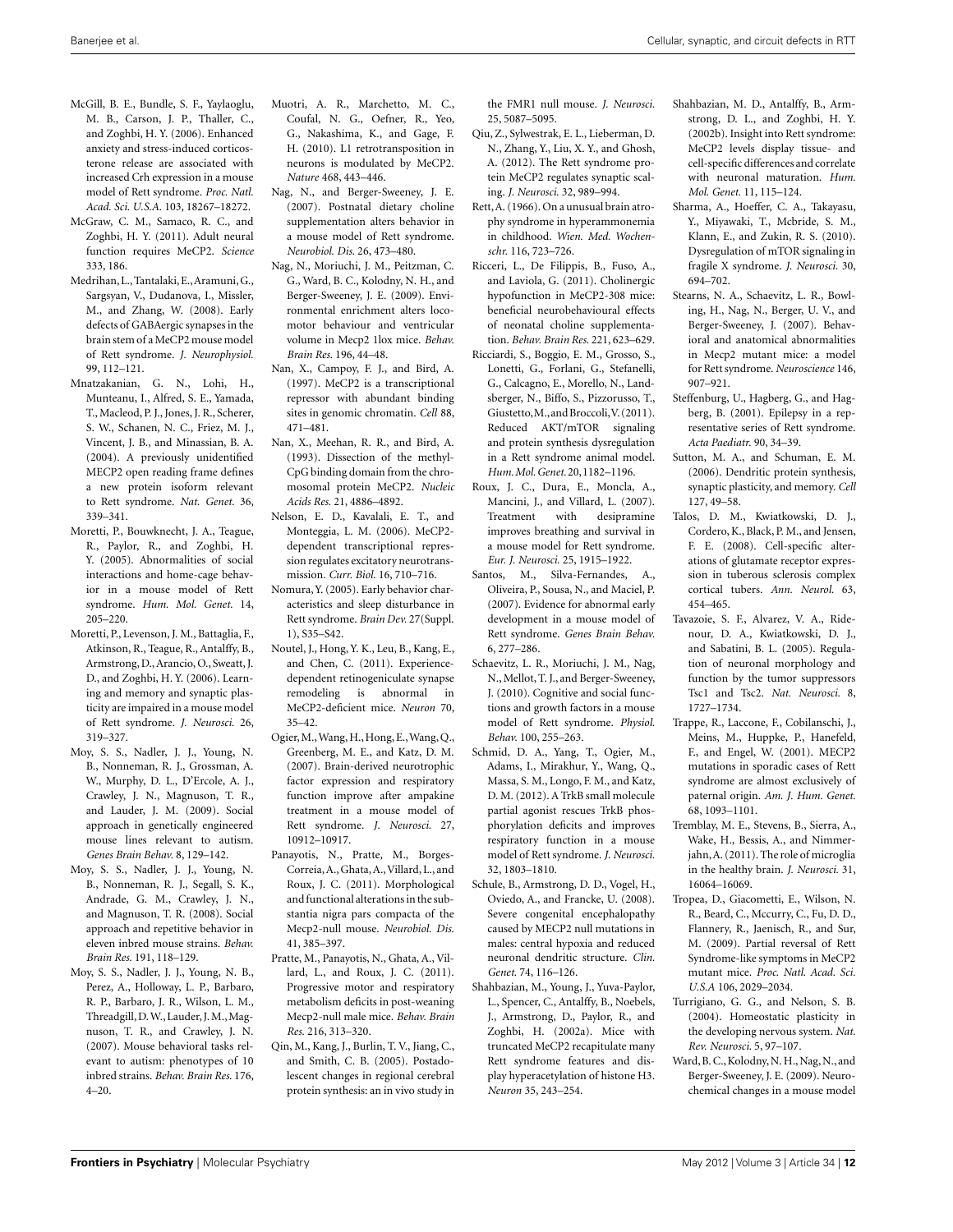McGill, B. E., Bundle, S. F., Yaylaoglu, M. B., Carson, J. P., Thaller, C., and Zoghbi, H. Y. (2006). Enhanced anxiety and stress-induced corticosterone release are associated with increased Crh expression in a mouse model of Rett syndrome. *Proc. Natl. Acad. Sci. U.S.A.* 103, 18267–18272.

McGraw, C. M., Samaco, R. C., and Zoghbi, H. Y. (2011). Adult neural function requires MeCP2. *Science* 333, 186.

Medrihan, L., Tantalaki, E., Aramuni, G., Sargsyan, V., Dudanova, I., Missler, M., and Zhang, W. (2008). Early defects of GABAergic synapses in the brain stem of a MeCP2 mouse model of Rett syndrome. *J. Neurophysiol.* 99, 112–121.

Mnatzakanian, G. N., Lohi, H., Munteanu, I., Alfred, S. E., Yamada, T., Macleod, P. J., Jones, J. R., Scherer, S. W., Schanen, N. C., Friez, M. J., Vincent, J. B., and Minassian, B. A. (2004). A previously unidentified MECP2 open reading frame defines a new protein isoform relevant to Rett syndrome. *Nat. Genet.* 36, 339–341.

Moretti, P., Bouwknecht, J. A., Teague, R., Paylor, R., and Zoghbi, H. Y. (2005). Abnormalities of social interactions and home-cage behavior in a mouse model of Rett syndrome. *Hum. Mol. Genet.* 14, 205–220.

Moretti, P., Levenson, J. M., Battaglia, F., Atkinson, R., Teague, R., Antalffy, B., Armstrong, D., Arancio, O., Sweatt, J. D., and Zoghbi, H. Y. (2006). Learning and memory and synaptic plasticity are impaired in a mouse model of Rett syndrome. *J. Neurosci.* 26, 319–327.

Moy, S. S., Nadler, J. J., Young, N. B., Nonneman, R. J., Grossman, A. W., Murphy, D. L., D'Ercole, A. J., Crawley, J. N., Magnuson, T. R., and Lauder, J. M. (2009). Social approach in genetically engineered mouse lines relevant to autism. *Genes Brain Behav.* 8, 129–142.

Moy, S. S., Nadler, J. J., Young, N. B., Nonneman, R. J., Segall, S. K., Andrade, G. M., Crawley, J. N., and Magnuson, T. R. (2008). Social approach and repetitive behavior in eleven inbred mouse strains. *Behav. Brain Res.* 191, 118–129.

Moy, S. S., Nadler, J. J., Young, N. B., Perez, A., Holloway, L. P., Barbaro, R. P., Barbaro, J. R., Wilson, L. M., Threadgill, D. W., Lauder, J. M., Magnuson, T. R., and Crawley, J. N. (2007). Mouse behavioral tasks relevant to autism: phenotypes of 10 inbred strains. *Behav. Brain Res.* 176, 4–20.

Muotri, A. R., Marchetto, M. C., Coufal, N. G., Oefner, R., Yeo, G., Nakashima, K., and Gage, F. H. (2010). L1 retrotransposition in neurons is modulated by MeCP2. *Nature* 468, 443–446.

Nag, N., and Berger-Sweeney, J. E. (2007). Postnatal dietary choline supplementation alters behavior in a mouse model of Rett syndrome. *Neurobiol. Dis.* 26, 473–480.

Nag, N., Moriuchi, J. M., Peitzman, C. G., Ward, B. C., Kolodny, N. H., and Berger-Sweeney, J. E. (2009). Environmental enrichment alters locomotor behaviour and ventricular volume in Mecp2 1lox mice. *Behav. Brain Res.* 196, 44–48.

Nan, X., Campoy, F. J., and Bird, A. (1997). MeCP2 is a transcriptional repressor with abundant binding sites in genomic chromatin. *Cell* 88, 471–481.

Nan, X., Meehan, R. R., and Bird, A. (1993). Dissection of the methyl-CpG binding domain from the chromosomal protein MeCP2. *Nucleic Acids Res.* 21, 4886–4892.

Nelson, E. D., Kavalali, E. T., and Monteggia, L. M. (2006). MeCP2-dependent transcriptional repression regulates excitatory neurotransmission. *Curr. Biol.* 16, 710–716.

Nomura, Y. (2005). Early behavior characteristics and sleep disturbance in Rett syndrome. *Brain Dev.* 27(Suppl. 1), S35–S42.

Noutel, J., Hong, Y. K., Leu, B., Kang, E., and Chen, C. (2011). Experience-dependent retinogeniculate synapse remodeling is abnormal in MeCP2-deficient mice. *Neuron* 70, 35–42.

Ogier, M., Wang, H., Hong, E., Wang, Q., Greenberg, M. E., and Katz, D. M. (2007). Brain-derived neurotrophic factor expression and respiratory function improve after ampakine treatment in a mouse model of Rett syndrome. *J. Neurosci.* 27, 10912–10917.

Panayotis, N., Pratte, M., Borges-Correia, A., Ghata, A., Villard, L., and Roux, J. C. (2011). Morphological and functional alterations in the substantia nigra pars compacta of the Mecp2-null mouse. *Neurobiol. Dis.* 41, 385–397.

Pratte, M., Panayotis, N., Ghata, A., Villard, L., and Roux, J. C. (2011). Progressive motor and respiratory metabolism deficits in post-weaning Mecp2-null male mice. *Behav. Brain Res.* 216, 313–320.

Qin, M., Kang, J., Burlin, T. V., Jiang, C., and Smith, C. B. (2005). Postadolescent changes in regional cerebral protein synthesis: an in vivo study in the FMR1 null mouse. *J. Neurosci.* 25, 5087–5095.

Qiu, Z., Sylwestrak, E. L., Lieberman, D. N., Zhang, Y., Liu, X. Y., and Ghosh, A. (2012). The Rett syndrome protein MeCP2 regulates synaptic scaling. *J. Neurosci.* 32, 989–994.

Rett, A. (1966). On a unusual brain atrophy syndrome in hyperammonemia in childhood. *Wien. Med. Wochenschr.* 116, 723–726.

Ricceri, L., De Filippis, B., Fuso, A., and Laviola, G. (2011). Cholinergic hypofunction in MeCP2-308 mice: beneficial neurobehavioural effects of neonatal choline supplementation. *Behav. Brain Res.* 221, 623–629.

Ricciardi, S., Boggio, E. M., Grosso, S., Lonetti, G., Forlani, G., Stefanelli, G., Calcagno, E., Morello, N., Landsberger, N., Biffo, S., Pizzorusso, T., Giustetto, M., and Broccoli, V. (2011). Reduced AKT/mTOR signaling and protein synthesis dysregulation in a Rett syndrome animal model. *Hum. Mol. Genet.* 20, 1182–1196.

Roux, J. C., Dura, E., Moncla, A., Mancini, J., and Villard, L. (2007). Treatment with desipramine improves breathing and survival in a mouse model for Rett syndrome. *Eur. J. Neurosci.* 25, 1915–1922.

Santos, M., Silva-Fernandes, A., Oliveira, P., Sousa, N., and Maciel, P. (2007). Evidence for abnormal early development in a mouse model of Rett syndrome. *Genes Brain Behav.* 6, 277–286.

Schaevitz, L. R., Moriuchi, J. M., Nag, N., Mellot, T. J., and Berger-Sweeney, J. (2010). Cognitive and social functions and growth factors in a mouse model of Rett syndrome. *Physiol. Behav.* 100, 255–263.

Schmid, D. A., Yang, T., Ogier, M., Adams, I., Mirakhur, Y., Wang, Q., Massa, S. M., Longo, F. M., and Katz, D. M. (2012). A TrkB small molecule partial agonist rescues TrkB phosphorylation deficits and improves respiratory function in a mouse model of Rett syndrome. *J. Neurosci.* 32, 1803–1810.

Schule, B., Armstrong, D. D., Vogel, H., Oviedo, A., and Francke, U. (2008). Severe congenital encephalopathy caused by MECP2 null mutations in males: central hypoxia and reduced neuronal dendritic structure. *Clin. Genet.* 74, 116–126.

Shahbazian, M., Young, J., Yuva-Paylor, L., Spencer, C., Antalffy, B., Noebels, J., Armstrong, D., Paylor, R., and Zoghbi, H. (2002a). Mice with truncated MeCP2 recapitulate many Rett syndrome features and display hyperacetylation of histone H3. *Neuron* 35, 243–254.

Shahbazian, M. D., Antalffy, B., Armstrong, D. L., and Zoghbi, H. Y. (2002b). Insight into Rett syndrome: MeCP2 levels display tissue- and cell-specific differences and correlate with neuronal maturation. *Hum. Mol. Genet.* 11, 115–124.

Sharma, A., Hoeffer, C. A., Takayasu, Y., Miyawaki, T., Mcbride, S. M., Klann, E., and Zukin, R. S. (2010). Dysregulation of mTOR signaling in fragile X syndrome. *J. Neurosci.* 30, 694–702.

Stearns, N. A., Schaevitz, L. R., Bowling, H., Nag, N., Berger, U. V., and Berger-Sweeney, J. (2007). Behavioral and anatomical abnormalities in Mecp2 mutant mice: a model for Rett syndrome. *Neuroscience* 146, 907–921.

Steffenburg, U., Hagberg, G., and Hagberg, B. (2001). Epilepsy in a representative series of Rett syndrome. *Acta Paediatr.* 90, 34–39.

Sutton, M. A., and Schuman, E. M. (2006). Dendritic protein synthesis, synaptic plasticity, and memory. *Cell* 127, 49–58.

Talos, D. M., Kwiatkowski, D. J., Cordero, K., Black, P. M., and Jensen, F. E. (2008). Cell-specific alterations of glutamate receptor expression in tuberous sclerosis complex cortical tubers. *Ann. Neurol.* 63, 454–465.

Tavazoie, S. F., Alvarez, V. A., Ridenour, D. A., Kwiatkowski, D. J., and Sabatini, B. L. (2005). Regulation of neuronal morphology and function by the tumor suppressors Tsc1 and Tsc2. *Nat. Neurosci.* 8, 1727–1734.

Trappe, R., Laccone, F., Cobilanschi, J., Meins, M., Huppke, P., Hanefeld, F., and Engel, W. (2001). MECP2 mutations in sporadic cases of Rett syndrome are almost exclusively of paternal origin. *Am. J. Hum. Genet.* 68, 1093–1101.

Tremblay, M. E., Stevens, B., Sierra, A., Wake, H., Bessis, A., and Nimmerjahn, A. (2011). The role of microglia in the healthy brain. *J. Neurosci.* 31, 16064–16069.

Tropea, D., Giacometti, E., Wilson, N. R., Beard, C., Mccurry, C., Fu, D. D., Flannery, R., Jaenisch, R., and Sur, M. (2009). Partial reversal of Rett Syndrome-like symptoms in MeCP2 mutant mice. *Proc. Natl. Acad. Sci. U.S.A* 106, 2029–2034.

Turrigiano, G. G., and Nelson, S. B. (2004). Homeostatic plasticity in the developing nervous system. *Nat. Rev. Neurosci.* 5, 97–107.

Ward, B. C., Kolodny, N. H., Nag, N., and Berger-Sweeney, J. E. (2009). Neurochemical changes in a mouse model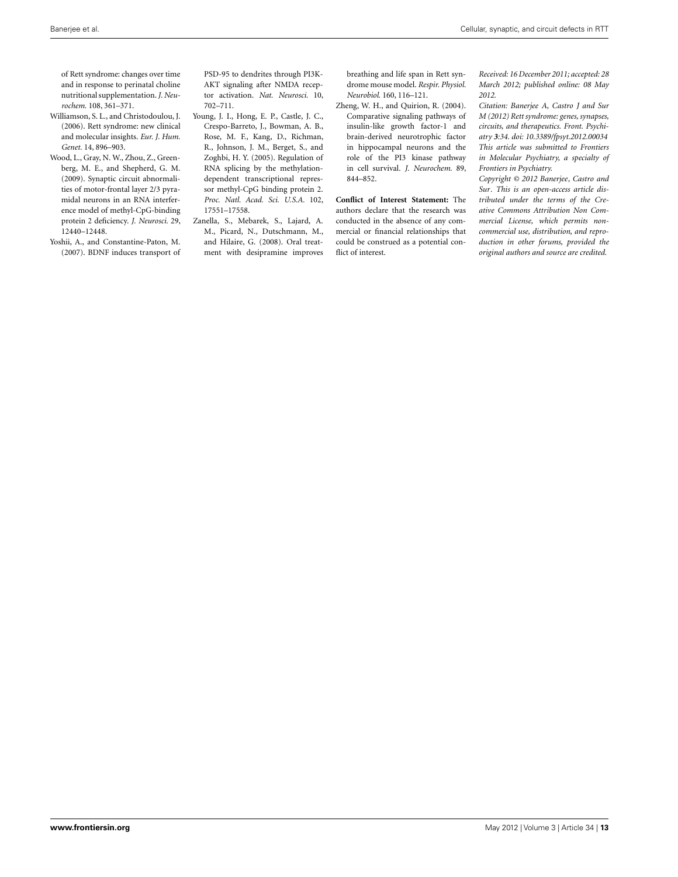of Rett syndrome: changes over time and in response to perinatal choline nutritional supplementation. *J. Neurochem.* 108, 361–371.

Williamson, S. L., and Christodoulou, J. (2006). Rett syndrome: new clinical and molecular insights. *Eur. J. Hum. Genet.* 14, 896–903.

Wood, L., Gray, N. W., Zhou, Z., Greenberg, M. E., and Shepherd, G. M. (2009). Synaptic circuit abnormalities of motor-frontal layer 2/3 pyramidal neurons in an RNA interference model of methyl-CpG-binding protein 2 deficiency. *J. Neurosci.* 29, 12440–12448.

Yoshii, A., and Constantine-Paton, M. (2007). BDNF induces transport of PSD-95 to dendrites through PI3K-AKT signaling after NMDA receptor activation. *Nat. Neurosci.* 10, 702–711.

Young, J. I., Hong, E. P., Castle, J. C., Crespo-Barreto, J., Bowman, A. B., Rose, M. F., Kang, D., Richman, R., Johnson, J. M., Berget, S., and Zoghbi, H. Y. (2005). Regulation of RNA splicing by the methylation-dependent transcriptional repressor methyl-CpG binding protein 2. *Proc. Natl. Acad. Sci. U.S.A.* 102, 17551–17558.

Zanella, S., Mebarek, S., Lajard, A. M., Picard, N., Dutschmann, M., and Hilaire, G. (2008). Oral treatment with desipramine improves breathing and life span in Rett syndrome mouse model. *Respir. Physiol. Neurobiol.* 160, 116–121.

Zheng, W. H., and Quirion, R. (2004). Comparative signaling pathways of insulin-like growth factor-1 and brain-derived neurotrophic factor in hippocampal neurons and the role of the PI3 kinase pathway in cell survival. *J. Neurochem.* 89, 844–852.

**Conflict of Interest Statement:** The authors declare that the research was conducted in the absence of any commercial or financial relationships that could be construed as a potential conflict of interest.

*Received: 16 December 2011; accepted: 28 March 2012; published online: 08 May 2012.*

*Citation: Banerjee A, Castro J and Sur M (2012) Rett syndrome: genes, synapses, circuits, and therapeutics. Front. Psychiatry **3**:34. doi: 10.3389/fpsyt.2012.00034*

*This article was submitted to Frontiers in Molecular Psychiatry, a specialty of Frontiers in Psychiatry.*

*Copyright © 2012 Banerjee, Castro and Sur. This is an open-access article distributed under the terms of the Creative Commons Attribution Non Commercial License, which permits non-commercial use, distribution, and reproduction in other forums, provided the original authors and source are credited.*